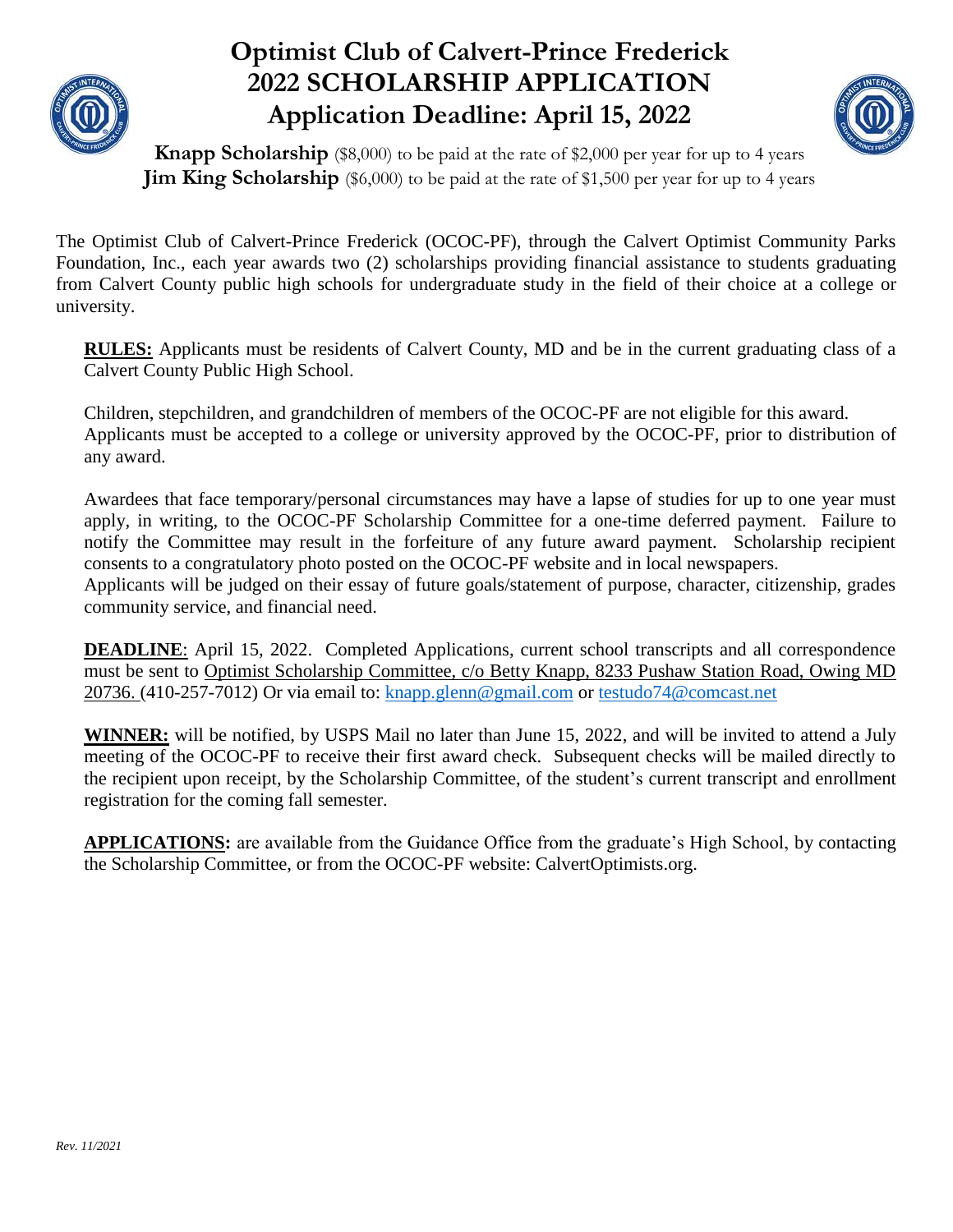# Optimist Club of Calvert-Prince Frederick
# 2022 SCHOLARSHIP APPLICATION
# Application Deadline: April 15, 2022

**Knapp Scholarship** ($8,000) to be paid at the rate of $2,000 per year for up to 4 years
**Jim King Scholarship** ($6,000) to be paid at the rate of $1,500 per year for up to 4 years

The Optimist Club of Calvert-Prince Frederick (OCOC-PF), through the Calvert Optimist Community Parks Foundation, Inc., each year awards two (2) scholarships providing financial assistance to students graduating from Calvert County public high schools for undergraduate study in the field of their choice at a college or university.

**RULES:** Applicants must be residents of Calvert County, MD and be in the current graduating class of a Calvert County Public High School.

Children, stepchildren, and grandchildren of members of the OCOC-PF are not eligible for this award. Applicants must be accepted to a college or university approved by the OCOC-PF, prior to distribution of any award.

Awardees that face temporary/personal circumstances may have a lapse of studies for up to one year must apply, in writing, to the OCOC-PF Scholarship Committee for a one-time deferred payment. Failure to notify the Committee may result in the forfeiture of any future award payment. Scholarship recipient consents to a congratulatory photo posted on the OCOC-PF website and in local newspapers.
Applicants will be judged on their essay of future goals/statement of purpose, character, citizenship, grades community service, and financial need.

**DEADLINE**: April 15, 2022. Completed Applications, current school transcripts and all correspondence must be sent to Optimist Scholarship Committee, c/o Betty Knapp, 8233 Pushaw Station Road, Owing MD 20736. (410-257-7012) Or via email to: knapp.glenn@gmail.com or testudo74@comcast.net

**WINNER:** will be notified, by USPS Mail no later than June 15, 2022, and will be invited to attend a July meeting of the OCOC-PF to receive their first award check. Subsequent checks will be mailed directly to the recipient upon receipt, by the Scholarship Committee, of the student's current transcript and enrollment registration for the coming fall semester.

**APPLICATIONS:** are available from the Guidance Office from the graduate's High School, by contacting the Scholarship Committee, or from the OCOC-PF website: CalvertOptimists.org.

*Rev. 11/2021*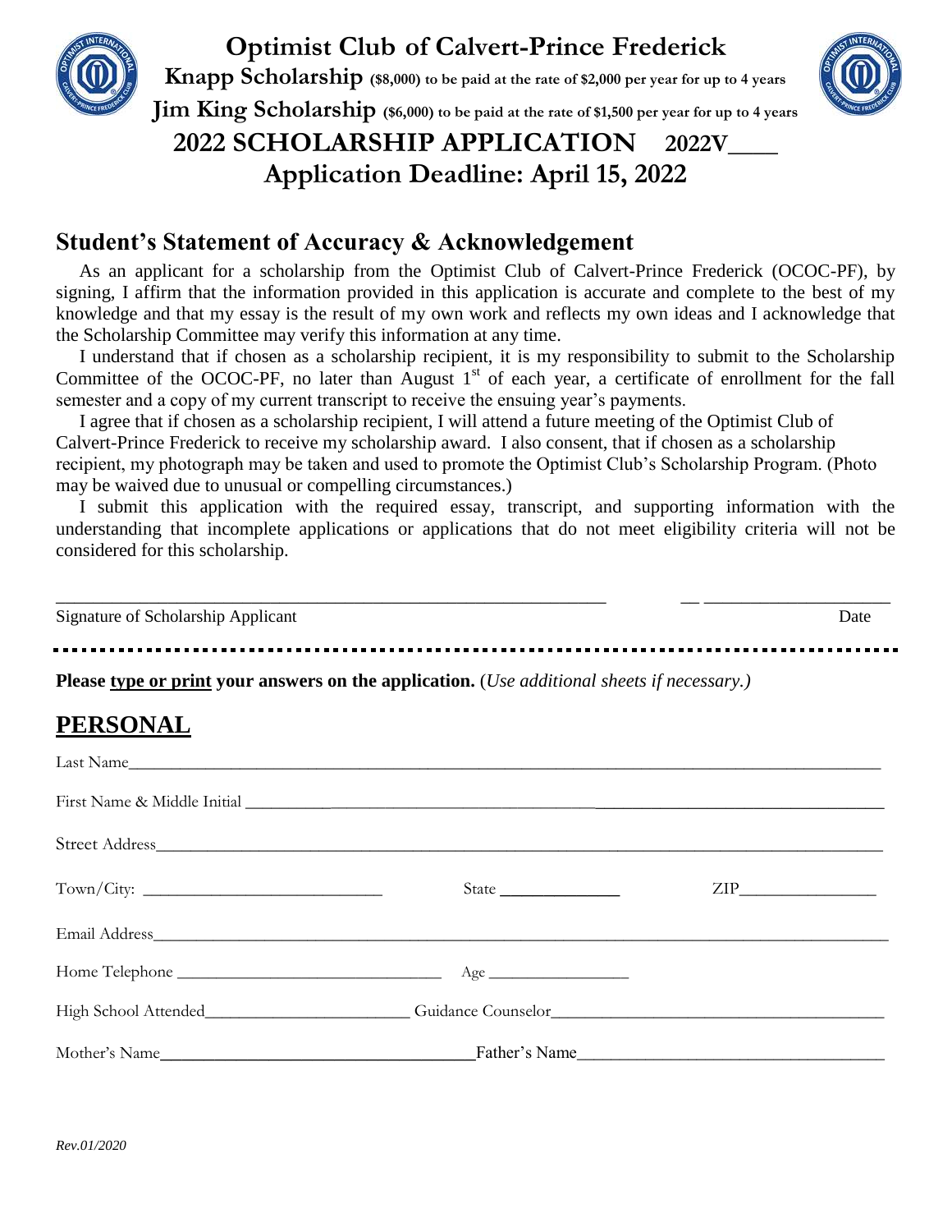# Optimist Club of Calvert-Prince Frederick

**Knapp Scholarship** **($8,000) to be paid at the rate of $2,000 per year for up to 4 years**

**Jim King Scholarship** **($6,000) to be paid at the rate of $1,500 per year for up to 4 years**

## 2022 SCHOLARSHIP APPLICATION 2022V____

## Application Deadline: April 15, 2022

## Student's Statement of Accuracy & Acknowledgement

As an applicant for a scholarship from the Optimist Club of Calvert-Prince Frederick (OCOC-PF), by signing, I affirm that the information provided in this application is accurate and complete to the best of my knowledge and that my essay is the result of my own work and reflects my own ideas and I acknowledge that the Scholarship Committee may verify this information at any time.

I understand that if chosen as a scholarship recipient, it is my responsibility to submit to the Scholarship Committee of the OCOC-PF, no later than August 1st of each year, a certificate of enrollment for the fall semester and a copy of my current transcript to receive the ensuing year's payments.

I agree that if chosen as a scholarship recipient, I will attend a future meeting of the Optimist Club of Calvert-Prince Frederick to receive my scholarship award. I also consent, that if chosen as a scholarship recipient, my photograph may be taken and used to promote the Optimist Club's Scholarship Program. (Photo may be waived due to unusual or compelling circumstances.)

I submit this application with the required essay, transcript, and supporting information with the understanding that incomplete applications or applications that do not meet eligibility criteria will not be considered for this scholarship.

______________________________________________________________ ______________________

Signature of Scholarship Applicant Date

---

**Please type or print your answers on the application.** (*Use additional sheets if necessary.)*

## PERSONAL

Last Name______________________________________________________________________________

First Name & Middle Initial _____________________________________________________________

Street Address__________________________________________________________________________

Town/City: ___________________________ State _____________ ZIP_______________

Email Address__________________________________________________________________________

Home Telephone ______________________________ Age ________________

High School Attended______________________ Guidance Counselor____________________________

Mother's Name__________________________________ Father's Name__________________________________

*Rev.01/2020*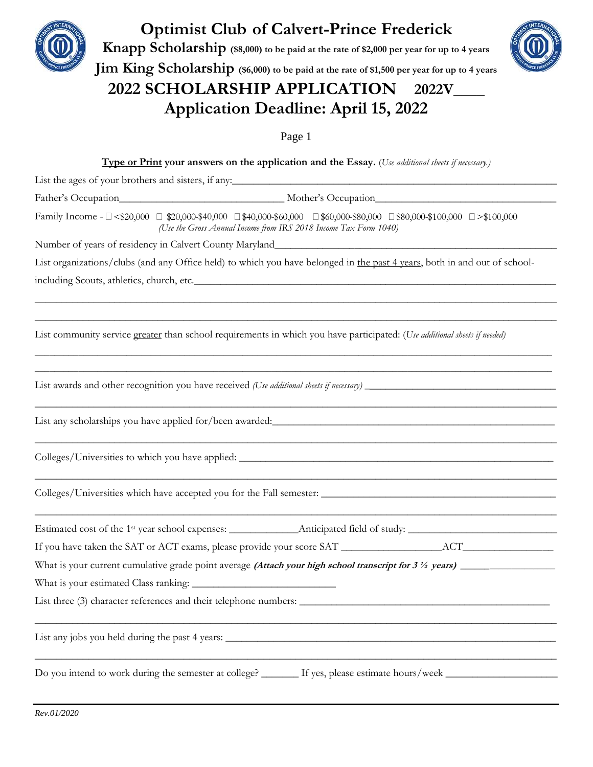# Optimist Club of Calvert-Prince Frederick

**Knapp Scholarship** **($8,000) to be paid at the rate of $2,000 per year for up to 4 years**

**Jim King Scholarship** **($6,000) to be paid at the rate of $1,500 per year for up to 4 years**

## 2022 SCHOLARSHIP APPLICATION 2022V____

## Application Deadline: April 15, 2022

Page 1

**Type or Print your answers on the application and the Essay.** (*Use additional sheets if necessary.)*

List the ages of your brothers and sisters, if any:________________________________________________

Father's Occupation______________________________ Mother's Occupation______________________________

Family Income - ☐ <$20,000 ☐ $20,000-$40,000 ☐ $40,000-$60,000 ☐ $60,000-$80,000 ☐ $80,000-$100,000 ☐ >$100,000
*(Use the Gross Annual Income from IRS 2018 Income Tax Form 1040)*

Number of years of residency in Calvert County Maryland________________________________________________

List organizations/clubs (and any Office held) to which you have belonged in the past 4 years, both in and out of school- including Scouts, athletics, church, etc.________________________________________________

________________________________________________________________________________

________________________________________________________________________________

List community service greater than school requirements in which you have participated: (*Use additional sheets if needed)*

________________________________________________________________________________

________________________________________________________________________________

List awards and other recognition you have received *(Use additional sheets if necessary)* ______________________________

________________________________________________________________________________

List any scholarships you have applied for/been awarded:________________________________________________

________________________________________________________________________________

Colleges/Universities to which you have applied: ________________________________________________

________________________________________________________________________________

Colleges/Universities which have accepted you for the Fall semester: ______________________________

________________________________________________________________________________

Estimated cost of the 1st year school expenses: ____________Anticipated field of study: ______________________

If you have taken the SAT or ACT exams, please provide your score SAT ________________ACT______________

What is your current cumulative grade point average ***(Attach your high school transcript for 3 ½ years)*** ______________

What is your estimated Class ranking: ________________________

List three (3) character references and their telephone numbers: ________________________________________

________________________________________________________________________________

List any jobs you held during the past 4 years: ________________________________________________

________________________________________________________________________________

Do you intend to work during the semester at college? _______ If yes, please estimate hours/week ________________

*Rev.01/2020*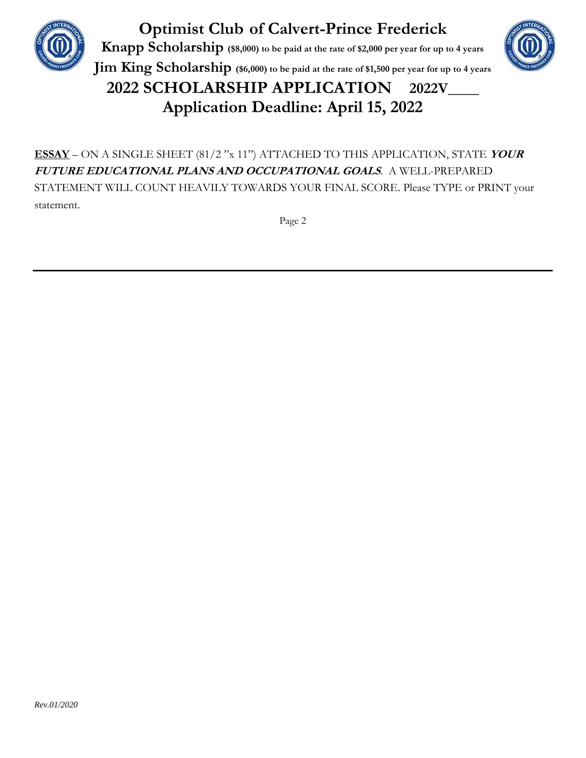# Optimist Club of Calvert-Prince Frederick

**Knapp Scholarship** **($8,000) to be paid at the rate of $2,000 per year for up to 4 years**

**Jim King Scholarship** **($6,000) to be paid at the rate of $1,500 per year for up to 4 years**

## 2022 SCHOLARSHIP APPLICATION 2022V____

## Application Deadline: April 15, 2022

**ESSAY** – ON A SINGLE SHEET (81/2 "x 11") ATTACHED TO THIS APPLICATION, STATE ***YOUR FUTURE EDUCATIONAL PLANS AND OCCUPATIONAL GOALS***. A WELL-PREPARED STATEMENT WILL COUNT HEAVILY TOWARDS YOUR FINAL SCORE. Please TYPE or PRINT your statement.

---

*Rev.01/2020*